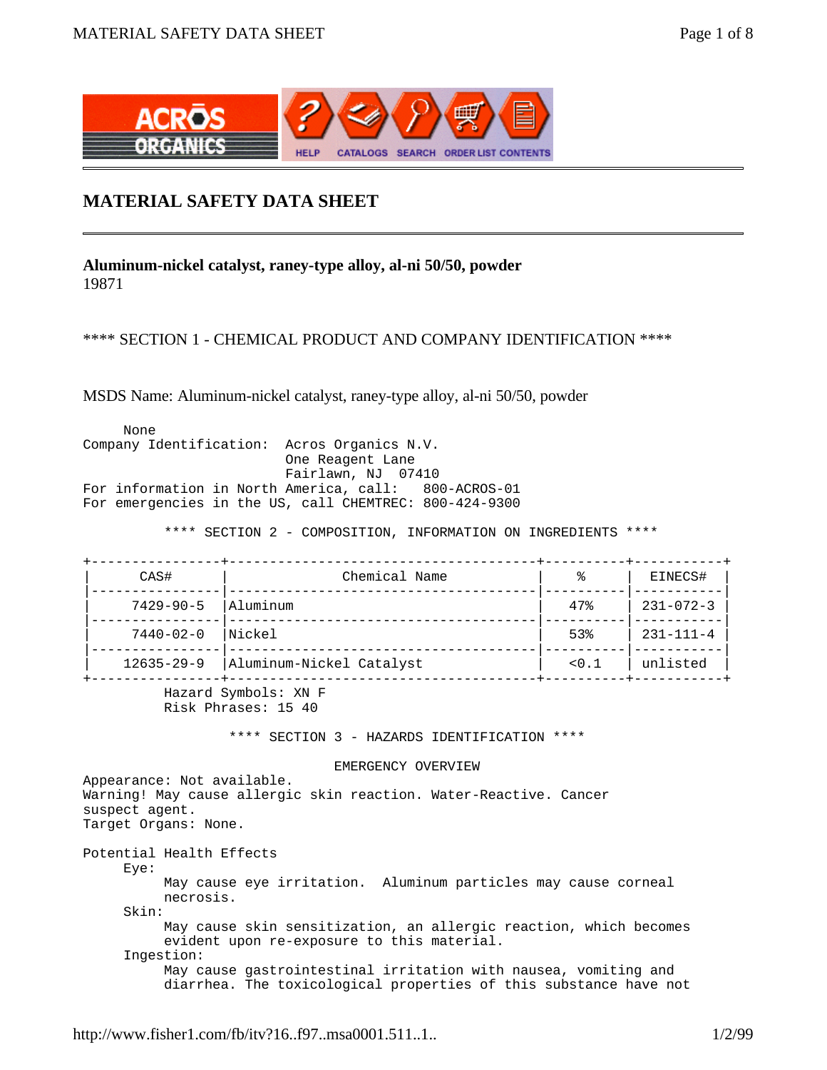# MATERIAL SAFETY DATA SHEET

**Aluminum-nickel catalyst, raney-type alloy, al-ni 50/50, powder**
19871

## **** SECTION 1 - CHEMICAL PRODUCT AND COMPANY IDENTIFICATION ****

MSDS Name: Aluminum-nickel catalyst, raney-type alloy, al-ni 50/50, powder

```
     None
Company Identification:  Acros Organics N.V.
                         One Reagent Lane
                         Fairlawn, NJ  07410
For information in North America, call:   800-ACROS-01
For emergencies in the US, call CHEMTREC: 800-424-9300
```

## **** SECTION 2 - COMPOSITION, INFORMATION ON INGREDIENTS ****

| CAS# | Chemical Name | % | EINECS# |
|---|---|---|---|
| 7429-90-5 | Aluminum | 47% | 231-072-3 |
| 7440-02-0 | Nickel | 53% | 231-111-4 |
| 12635-29-9 | Aluminum-Nickel Catalyst | <0.1 | unlisted |

Hazard Symbols: XN F
Risk Phrases: 15 40

## **** SECTION 3 - HAZARDS IDENTIFICATION ****

EMERGENCY OVERVIEW

Appearance: Not available.
Warning! May cause allergic skin reaction. Water-Reactive. Cancer suspect agent.
Target Organs: None.

Potential Health Effects

Eye:
May cause eye irritation. Aluminum particles may cause corneal necrosis.

Skin:
May cause skin sensitization, an allergic reaction, which becomes evident upon re-exposure to this material.

Ingestion:
May cause gastrointestinal irritation with nausea, vomiting and diarrhea. The toxicological properties of this substance have not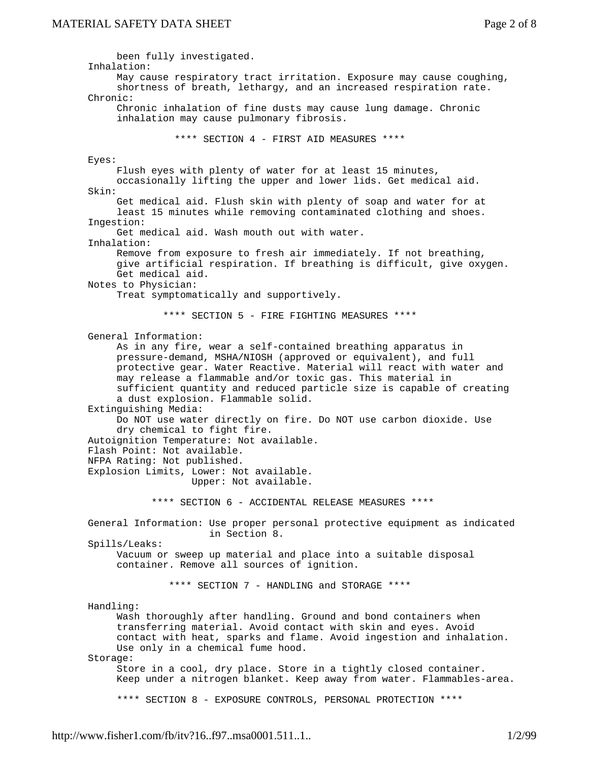been fully investigated.

**Inhalation:**
May cause respiratory tract irritation. Exposure may cause coughing, shortness of breath, lethargy, and an increased respiration rate.

**Chronic:**
Chronic inhalation of fine dusts may cause lung damage. Chronic inhalation may cause pulmonary fibrosis.

## **** SECTION 4 - FIRST AID MEASURES ****

**Eyes:**
Flush eyes with plenty of water for at least 15 minutes, occasionally lifting the upper and lower lids. Get medical aid.

**Skin:**
Get medical aid. Flush skin with plenty of soap and water for at least 15 minutes while removing contaminated clothing and shoes.

**Ingestion:**
Get medical aid. Wash mouth out with water.

**Inhalation:**
Remove from exposure to fresh air immediately. If not breathing, give artificial respiration. If breathing is difficult, give oxygen. Get medical aid.

**Notes to Physician:**
Treat symptomatically and supportively.

## **** SECTION 5 - FIRE FIGHTING MEASURES ****

**General Information:**
As in any fire, wear a self-contained breathing apparatus in pressure-demand, MSHA/NIOSH (approved or equivalent), and full protective gear. Water Reactive. Material will react with water and may release a flammable and/or toxic gas. This material in sufficient quantity and reduced particle size is capable of creating a dust explosion. Flammable solid.

**Extinguishing Media:**
Do NOT use water directly on fire. Do NOT use carbon dioxide. Use dry chemical to fight fire.

Autoignition Temperature: Not available.
Flash Point: Not available.
NFPA Rating: Not published.
Explosion Limits, Lower: Not available.
Upper: Not available.

## **** SECTION 6 - ACCIDENTAL RELEASE MEASURES ****

**General Information:** Use proper personal protective equipment as indicated in Section 8.

**Spills/Leaks:**
Vacuum or sweep up material and place into a suitable disposal container. Remove all sources of ignition.

## **** SECTION 7 - HANDLING and STORAGE ****

**Handling:**
Wash thoroughly after handling. Ground and bond containers when transferring material. Avoid contact with skin and eyes. Avoid contact with heat, sparks and flame. Avoid ingestion and inhalation. Use only in a chemical fume hood.

**Storage:**
Store in a cool, dry place. Store in a tightly closed container. Keep under a nitrogen blanket. Keep away from water. Flammables-area.

## **** SECTION 8 - EXPOSURE CONTROLS, PERSONAL PROTECTION ****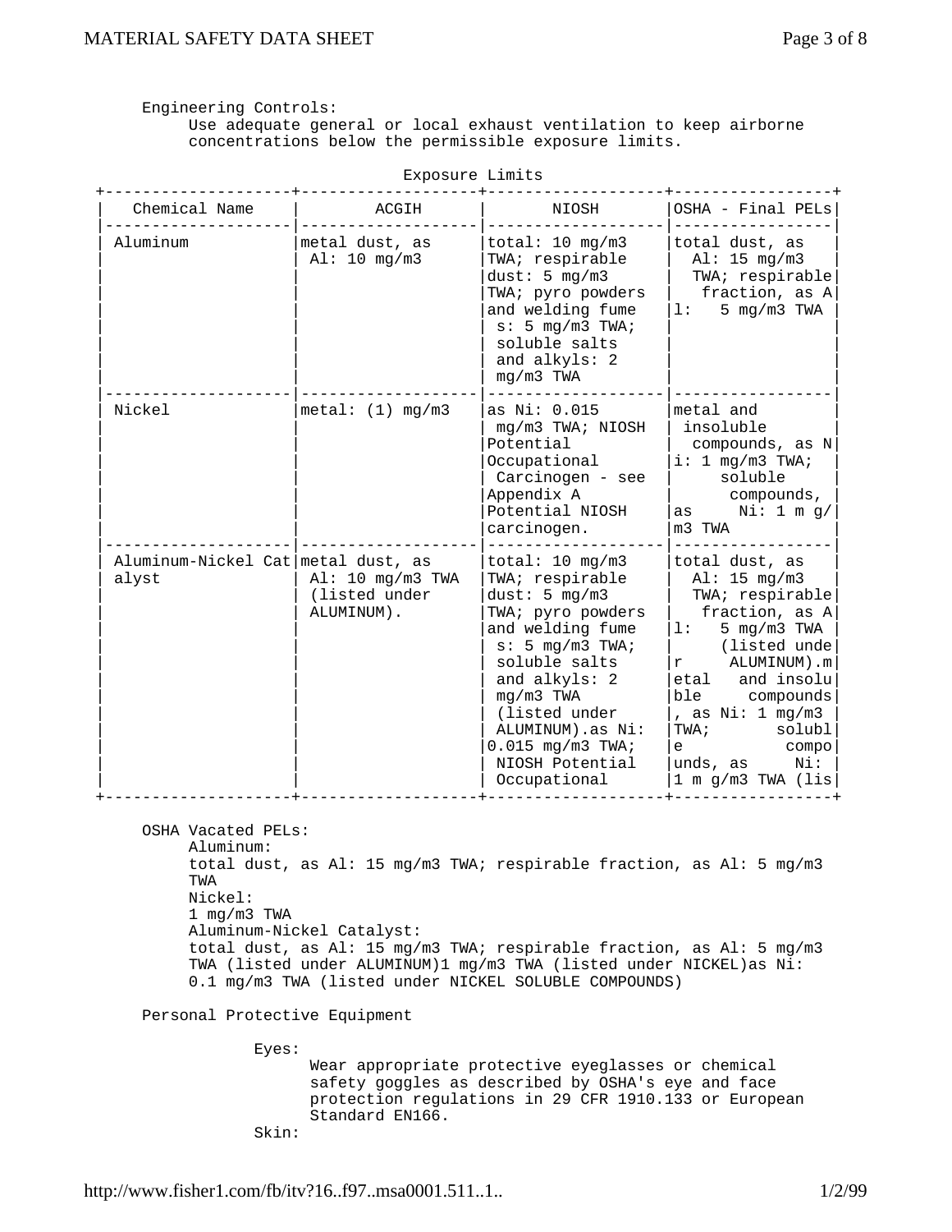Engineering Controls:

Use adequate general or local exhaust ventilation to keep airborne concentrations below the permissible exposure limits.

Exposure Limits

| Chemical Name | ACGIH | NIOSH | OSHA - Final PELs |
|---|---|---|---|
| Aluminum | metal dust, as Al: 10 mg/m3 | total: 10 mg/m3 TWA; respirable dust: 5 mg/m3 TWA; pyro powders and welding fumes: 5 mg/m3 TWA; soluble salts and alkyls: 2 mg/m3 TWA | total dust, as Al: 15 mg/m3 TWA; respirable fraction, as Al: 5 mg/m3 TWA |
| Nickel | metal: (1) mg/m3 | as Ni: 0.015 mg/m3 TWA; NIOSH Potential Occupational Carcinogen - see Appendix A Potential NIOSH carcinogen. | metal and insoluble compounds, as Ni: 1 mg/m3 TWA; soluble compounds, as Ni: 1 mg/m3 TWA |
| Aluminum-Nickel Catalyst | metal dust, as Al: 10 mg/m3 TWA (listed under ALUMINUM). | total: 10 mg/m3 TWA; respirable dust: 5 mg/m3 TWA; pyro powders and welding fumes: 5 mg/m3 TWA; soluble salts and alkyls: 2 mg/m3 TWA (listed under ALUMINUM).as Ni: 0.015 mg/m3 TWA; NIOSH Potential Occupational | total dust, as Al: 15 mg/m3 TWA; respirable fraction, as Al: 5 mg/m3 TWA (listed under ALUMINUM).metal and insoluble compounds, as Ni: 1 mg/m3 TWA; soluble compounds, as Ni: 1 m g/m3 TWA (lis |

OSHA Vacated PELs:

Aluminum:
total dust, as Al: 15 mg/m3 TWA; respirable fraction, as Al: 5 mg/m3 TWA

Nickel:
1 mg/m3 TWA

Aluminum-Nickel Catalyst:
total dust, as Al: 15 mg/m3 TWA; respirable fraction, as Al: 5 mg/m3 TWA (listed under ALUMINUM)1 mg/m3 TWA (listed under NICKEL)as Ni: 0.1 mg/m3 TWA (listed under NICKEL SOLUBLE COMPOUNDS)

Personal Protective Equipment

Eyes:
Wear appropriate protective eyeglasses or chemical safety goggles as described by OSHA's eye and face protection regulations in 29 CFR 1910.133 or European Standard EN166.

Skin: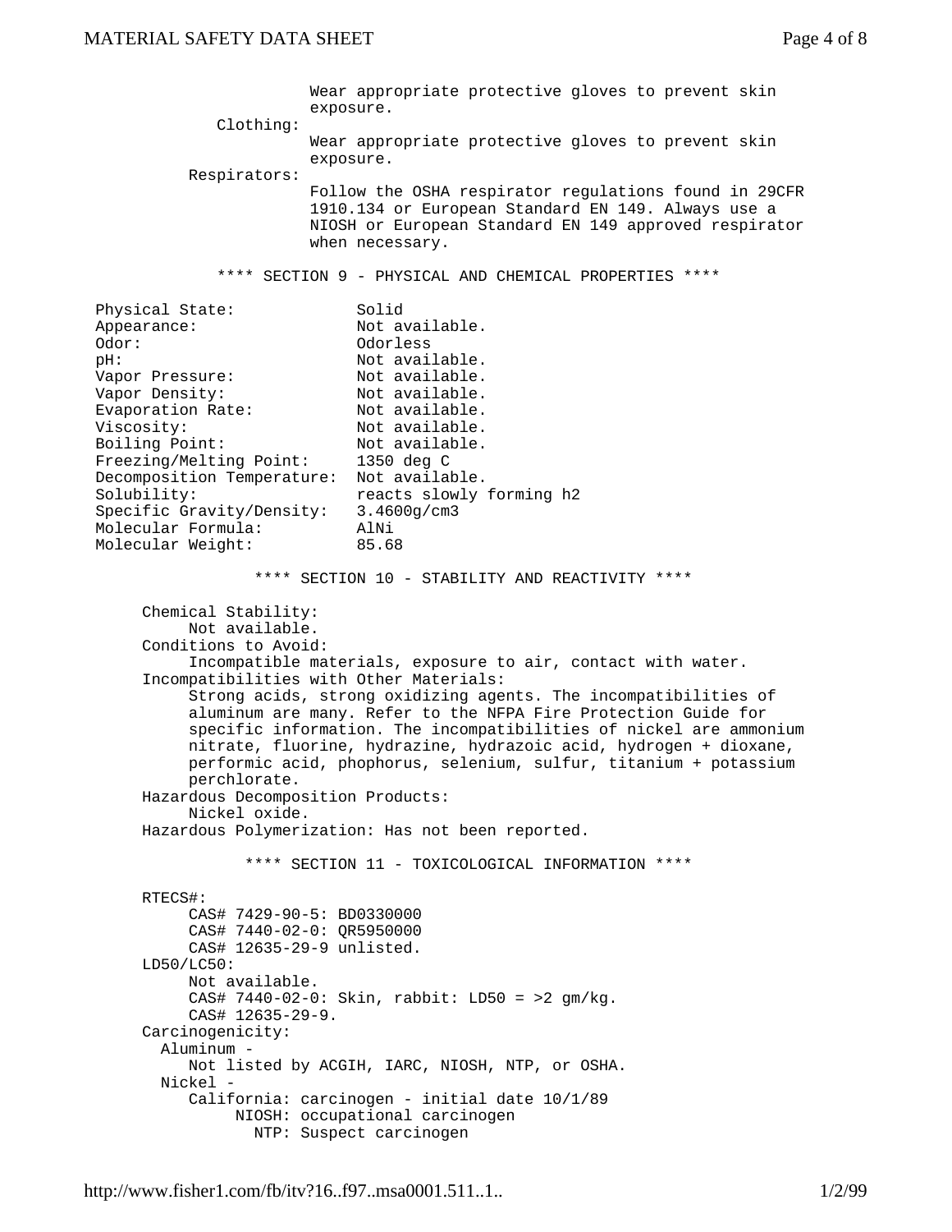Wear appropriate protective gloves to prevent skin exposure.

**Clothing:**
Wear appropriate protective gloves to prevent skin exposure.

**Respirators:**
Follow the OSHA respirator regulations found in 29CFR 1910.134 or European Standard EN 149. Always use a NIOSH or European Standard EN 149 approved respirator when necessary.

## **** SECTION 9 - PHYSICAL AND CHEMICAL PROPERTIES ****

| | |
|---|---|
| Physical State: | Solid |
| Appearance: | Not available. |
| Odor: | Odorless |
| pH: | Not available. |
| Vapor Pressure: | Not available. |
| Vapor Density: | Not available. |
| Evaporation Rate: | Not available. |
| Viscosity: | Not available. |
| Boiling Point: | Not available. |
| Freezing/Melting Point: | 1350 deg C |
| Decomposition Temperature: | Not available. |
| Solubility: | reacts slowly forming h2 |
| Specific Gravity/Density: | 3.4600g/cm3 |
| Molecular Formula: | AlNi |
| Molecular Weight: | 85.68 |

## **** SECTION 10 - STABILITY AND REACTIVITY ****

**Chemical Stability:**
Not available.

**Conditions to Avoid:**
Incompatible materials, exposure to air, contact with water.

**Incompatibilities with Other Materials:**
Strong acids, strong oxidizing agents. The incompatibilities of aluminum are many. Refer to the NFPA Fire Protection Guide for specific information. The incompatibilities of nickel are ammonium nitrate, fluorine, hydrazine, hydrazoic acid, hydrogen + dioxane, performic acid, phophorus, selenium, sulfur, titanium + potassium perchlorate.

**Hazardous Decomposition Products:**
Nickel oxide.

**Hazardous Polymerization:** Has not been reported.

## **** SECTION 11 - TOXICOLOGICAL INFORMATION ****

**RTECS#:**
CAS# 7429-90-5: BD0330000
CAS# 7440-02-0: QR5950000
CAS# 12635-29-9 unlisted.

**LD50/LC50:**
Not available.
CAS# 7440-02-0: Skin, rabbit: LD50 = >2 gm/kg.
CAS# 12635-29-9.

**Carcinogenicity:**

Aluminum -
Not listed by ACGIH, IARC, NIOSH, NTP, or OSHA.

Nickel -
California: carcinogen - initial date 10/1/89
NIOSH: occupational carcinogen
NTP: Suspect carcinogen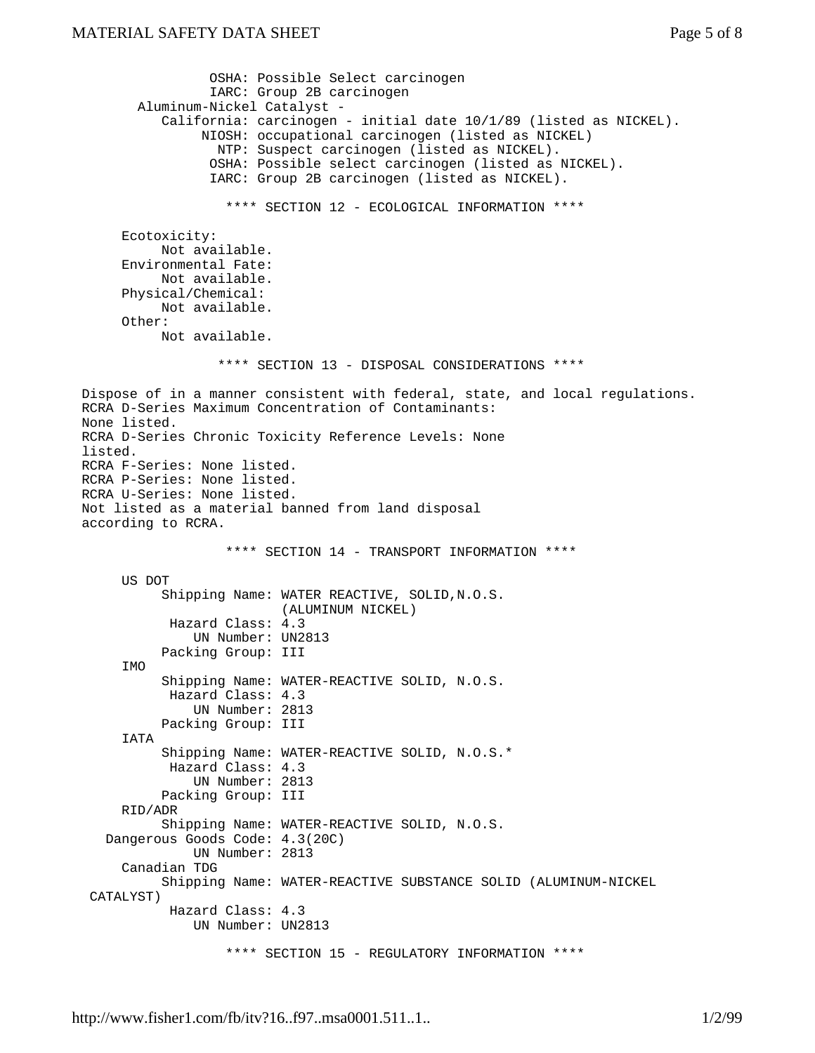OSHA: Possible Select carcinogen
IARC: Group 2B carcinogen

Aluminum-Nickel Catalyst -
California: carcinogen - initial date 10/1/89 (listed as NICKEL).
NIOSH: occupational carcinogen (listed as NICKEL)
NTP: Suspect carcinogen (listed as NICKEL).
OSHA: Possible select carcinogen (listed as NICKEL).
IARC: Group 2B carcinogen (listed as NICKEL).

## **** SECTION 12 - ECOLOGICAL INFORMATION ****

Ecotoxicity:
Not available.
Environmental Fate:
Not available.
Physical/Chemical:
Not available.
Other:
Not available.

## **** SECTION 13 - DISPOSAL CONSIDERATIONS ****

Dispose of in a manner consistent with federal, state, and local regulations.
RCRA D-Series Maximum Concentration of Contaminants:
None listed.
RCRA D-Series Chronic Toxicity Reference Levels: None listed.
RCRA F-Series: None listed.
RCRA P-Series: None listed.
RCRA U-Series: None listed.
Not listed as a material banned from land disposal according to RCRA.

## **** SECTION 14 - TRANSPORT INFORMATION ****

US DOT
Shipping Name: WATER REACTIVE, SOLID,N.O.S. (ALUMINUM NICKEL)
Hazard Class: 4.3
UN Number: UN2813
Packing Group: III

IMO
Shipping Name: WATER-REACTIVE SOLID, N.O.S.
Hazard Class: 4.3
UN Number: 2813
Packing Group: III

IATA
Shipping Name: WATER-REACTIVE SOLID, N.O.S.*
Hazard Class: 4.3
UN Number: 2813
Packing Group: III

RID/ADR
Shipping Name: WATER-REACTIVE SOLID, N.O.S.
Dangerous Goods Code: 4.3(20C)
UN Number: 2813

Canadian TDG
Shipping Name: WATER-REACTIVE SUBSTANCE SOLID (ALUMINUM-NICKEL CATALYST)
Hazard Class: 4.3
UN Number: UN2813

## **** SECTION 15 - REGULATORY INFORMATION ****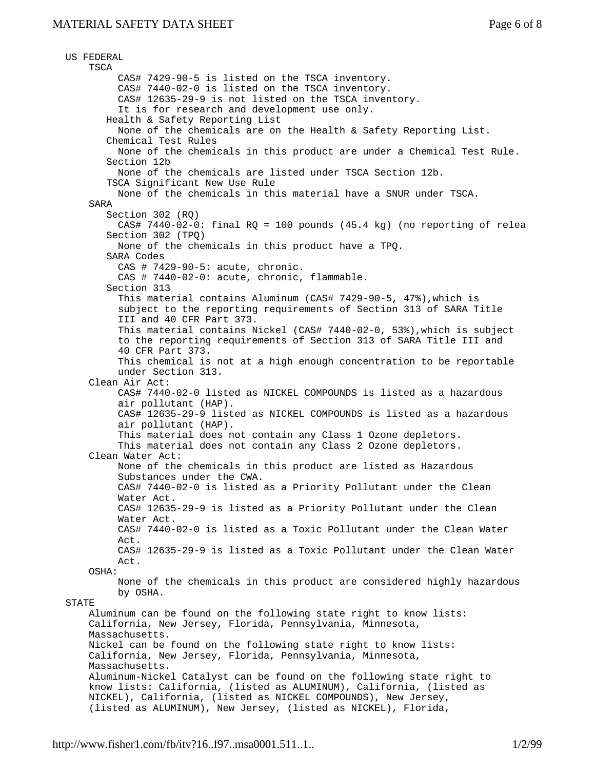## US FEDERAL

### TSCA

CAS# 7429-90-5 is listed on the TSCA inventory.
CAS# 7440-02-0 is listed on the TSCA inventory.
CAS# 12635-29-9 is not listed on the TSCA inventory.
It is for research and development use only.

**Health & Safety Reporting List**
None of the chemicals are on the Health & Safety Reporting List.

**Chemical Test Rules**
None of the chemicals in this product are under a Chemical Test Rule.

**Section 12b**
None of the chemicals are listed under TSCA Section 12b.

**TSCA Significant New Use Rule**
None of the chemicals in this material have a SNUR under TSCA.

### SARA

**Section 302 (RQ)**
CAS# 7440-02-0: final RQ = 100 pounds (45.4 kg) (no reporting of relea

**Section 302 (TPQ)**
None of the chemicals in this product have a TPQ.

**SARA Codes**
CAS # 7429-90-5: acute, chronic.
CAS # 7440-02-0: acute, chronic, flammable.

**Section 313**
This material contains Aluminum (CAS# 7429-90-5, 47%),which is subject to the reporting requirements of Section 313 of SARA Title III and 40 CFR Part 373.
This material contains Nickel (CAS# 7440-02-0, 53%),which is subject to the reporting requirements of Section 313 of SARA Title III and 40 CFR Part 373.
This chemical is not at a high enough concentration to be reportable under Section 313.

### Clean Air Act:

CAS# 7440-02-0 listed as NICKEL COMPOUNDS is listed as a hazardous air pollutant (HAP).
CAS# 12635-29-9 listed as NICKEL COMPOUNDS is listed as a hazardous air pollutant (HAP).
This material does not contain any Class 1 Ozone depletors.
This material does not contain any Class 2 Ozone depletors.

### Clean Water Act:

None of the chemicals in this product are listed as Hazardous Substances under the CWA.
CAS# 7440-02-0 is listed as a Priority Pollutant under the Clean Water Act.
CAS# 12635-29-9 is listed as a Priority Pollutant under the Clean Water Act.
CAS# 7440-02-0 is listed as a Toxic Pollutant under the Clean Water Act.
CAS# 12635-29-9 is listed as a Toxic Pollutant under the Clean Water Act.

### OSHA:

None of the chemicals in this product are considered highly hazardous by OSHA.

## STATE

Aluminum can be found on the following state right to know lists: California, New Jersey, Florida, Pennsylvania, Minnesota, Massachusetts.
Nickel can be found on the following state right to know lists: California, New Jersey, Florida, Pennsylvania, Minnesota, Massachusetts.
Aluminum-Nickel Catalyst can be found on the following state right to know lists: California, (listed as ALUMINUM), California, (listed as NICKEL), California, (listed as NICKEL COMPOUNDS), New Jersey, (listed as ALUMINUM), New Jersey, (listed as NICKEL), Florida,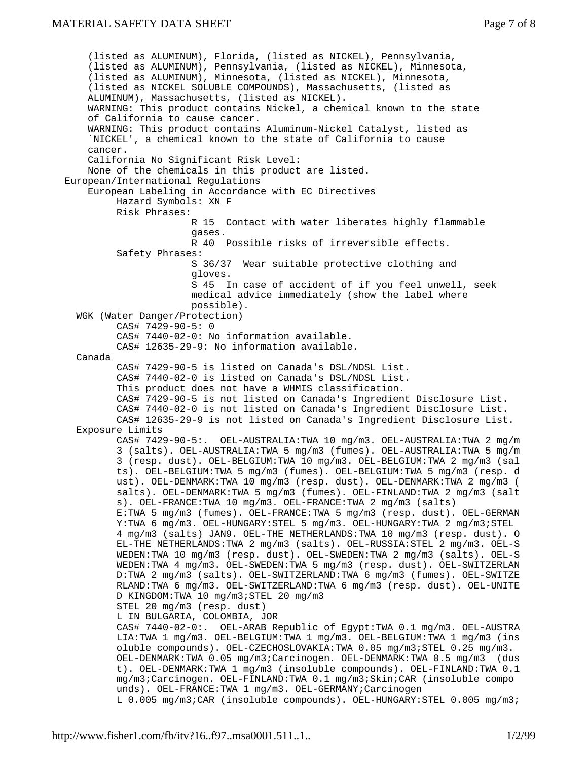(listed as ALUMINUM), Florida, (listed as NICKEL), Pennsylvania, (listed as ALUMINUM), Pennsylvania, (listed as NICKEL), Minnesota, (listed as ALUMINUM), Minnesota, (listed as NICKEL), Minnesota, (listed as NICKEL SOLUBLE COMPOUNDS), Massachusetts, (listed as ALUMINUM), Massachusetts, (listed as NICKEL).

WARNING: This product contains Nickel, a chemical known to the state of California to cause cancer.

WARNING: This product contains Aluminum-Nickel Catalyst, listed as `NICKEL', a chemical known to the state of California to cause cancer.

California No Significant Risk Level:

None of the chemicals in this product are listed.

## European/International Regulations

European Labeling in Accordance with EC Directives

Hazard Symbols: XN F

Risk Phrases:

- R 15 Contact with water liberates highly flammable gases.
- R 40 Possible risks of irreversible effects.

Safety Phrases:

- S 36/37 Wear suitable protective clothing and gloves.
- S 45 In case of accident of if you feel unwell, seek medical advice immediately (show the label where possible).

### WGK (Water Danger/Protection)

CAS# 7429-90-5: 0

CAS# 7440-02-0: No information available.

CAS# 12635-29-9: No information available.

### Canada

CAS# 7429-90-5 is listed on Canada's DSL/NDSL List.

CAS# 7440-02-0 is listed on Canada's DSL/NDSL List.

This product does not have a WHMIS classification.

CAS# 7429-90-5 is not listed on Canada's Ingredient Disclosure List.

CAS# 7440-02-0 is not listed on Canada's Ingredient Disclosure List.

CAS# 12635-29-9 is not listed on Canada's Ingredient Disclosure List.

### Exposure Limits

CAS# 7429-90-5:. OEL-AUSTRALIA:TWA 10 mg/m3. OEL-AUSTRALIA:TWA 2 mg/m3 (salts). OEL-AUSTRALIA:TWA 5 mg/m3 (fumes). OEL-AUSTRALIA:TWA 5 mg/m3 (resp. dust). OEL-BELGIUM:TWA 10 mg/m3. OEL-BELGIUM:TWA 2 mg/m3 (salts). OEL-BELGIUM:TWA 5 mg/m3 (fumes). OEL-BELGIUM:TWA 5 mg/m3 (resp. dust). OEL-DENMARK:TWA 10 mg/m3 (resp. dust). OEL-DENMARK:TWA 2 mg/m3 (salts). OEL-DENMARK:TWA 5 mg/m3 (fumes). OEL-FINLAND:TWA 2 mg/m3 (salts). OEL-FRANCE:TWA 10 mg/m3. OEL-FRANCE:TWA 2 mg/m3 (salts)
E:TWA 5 mg/m3 (fumes). OEL-FRANCE:TWA 5 mg/m3 (resp. dust). OEL-GERMANY:TWA 6 mg/m3. OEL-HUNGARY:STEL 5 mg/m3. OEL-HUNGARY:TWA 2 mg/m3;STEL 4 mg/m3 (salts) JAN9. OEL-THE NETHERLANDS:TWA 10 mg/m3 (resp. dust). OEL-THE NETHERLANDS:TWA 2 mg/m3 (salts). OEL-RUSSIA:STEL 2 mg/m3. OEL-SWEDEN:TWA 10 mg/m3 (resp. dust). OEL-SWEDEN:TWA 2 mg/m3 (salts). OEL-SWEDEN:TWA 4 mg/m3. OEL-SWEDEN:TWA 5 mg/m3 (resp. dust). OEL-SWITZERLAND:TWA 2 mg/m3 (salts). OEL-SWITZERLAND:TWA 6 mg/m3 (fumes). OEL-SWITZERLAND:TWA 6 mg/m3. OEL-SWITZERLAND:TWA 6 mg/m3 (resp. dust). OEL-UNITED KINGDOM:TWA 10 mg/m3;STEL 20 mg/m3
STEL 20 mg/m3 (resp. dust)
L IN BULGARIA, COLOMBIA, JOR

CAS# 7440-02-0:. OEL-ARAB Republic of Egypt:TWA 0.1 mg/m3. OEL-AUSTRALIA:TWA 1 mg/m3. OEL-BELGIUM:TWA 1 mg/m3. OEL-BELGIUM:TWA 1 mg/m3 (insoluble compounds). OEL-CZECHOSLOVAKIA:TWA 0.05 mg/m3;STEL 0.25 mg/m3. OEL-DENMARK:TWA 0.05 mg/m3;Carcinogen. OEL-DENMARK:TWA 0.5 mg/m3 (dust). OEL-DENMARK:TWA 1 mg/m3 (insoluble compounds). OEL-FINLAND:TWA 0.1 mg/m3;Carcinogen. OEL-FINLAND:TWA 0.1 mg/m3;Skin;CAR (insoluble compounds). OEL-FRANCE:TWA 1 mg/m3. OEL-GERMANY;Carcinogen
L 0.005 mg/m3;CAR (insoluble compounds). OEL-HUNGARY:STEL 0.005 mg/m3;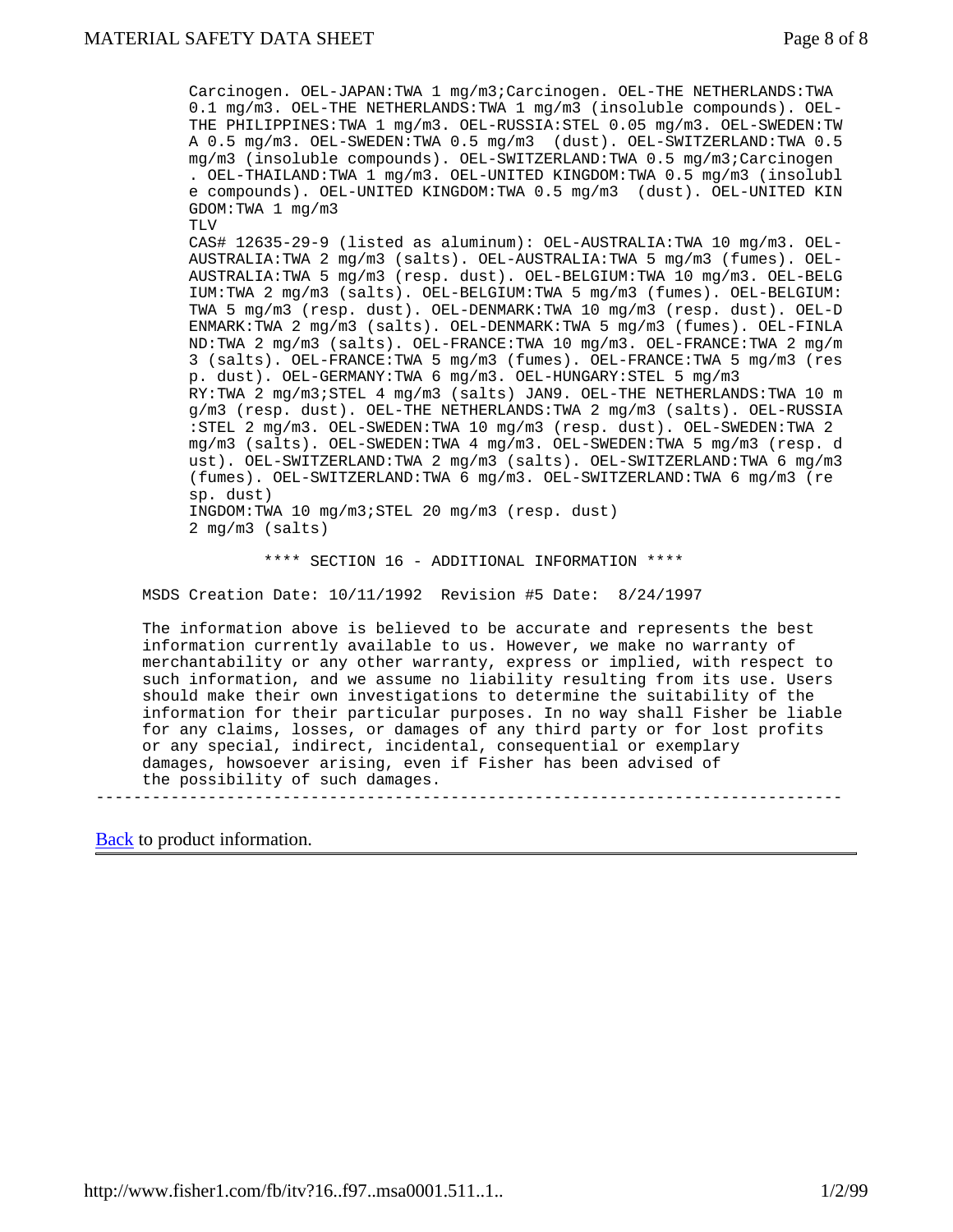Carcinogen. OEL-JAPAN:TWA 1 mg/m3;Carcinogen. OEL-THE NETHERLANDS:TWA 0.1 mg/m3. OEL-THE NETHERLANDS:TWA 1 mg/m3 (insoluble compounds). OEL-THE PHILIPPINES:TWA 1 mg/m3. OEL-RUSSIA:STEL 0.05 mg/m3. OEL-SWEDEN:TWA 0.5 mg/m3. OEL-SWEDEN:TWA 0.5 mg/m3 (dust). OEL-SWITZERLAND:TWA 0.5 mg/m3 (insoluble compounds). OEL-SWITZERLAND:TWA 0.5 mg/m3;Carcinogen. OEL-THAILAND:TWA 1 mg/m3. OEL-UNITED KINGDOM:TWA 0.5 mg/m3 (insoluble compounds). OEL-UNITED KINGDOM:TWA 0.5 mg/m3 (dust). OEL-UNITED KINGDOM:TWA 1 mg/m3
TLV

CAS# 12635-29-9 (listed as aluminum): OEL-AUSTRALIA:TWA 10 mg/m3. OEL-AUSTRALIA:TWA 2 mg/m3 (salts). OEL-AUSTRALIA:TWA 5 mg/m3 (fumes). OEL-AUSTRALIA:TWA 5 mg/m3 (resp. dust). OEL-BELGIUM:TWA 10 mg/m3. OEL-BELGIUM:TWA 2 mg/m3 (salts). OEL-BELGIUM:TWA 5 mg/m3 (fumes). OEL-BELGIUM:TWA 5 mg/m3 (resp. dust). OEL-DENMARK:TWA 10 mg/m3 (resp. dust). OEL-DENMARK:TWA 2 mg/m3 (salts). OEL-DENMARK:TWA 5 mg/m3 (fumes). OEL-FINLAND:TWA 2 mg/m3 (salts). OEL-FRANCE:TWA 10 mg/m3. OEL-FRANCE:TWA 2 mg/m3 (salts). OEL-FRANCE:TWA 5 mg/m3 (fumes). OEL-FRANCE:TWA 5 mg/m3 (resp. dust). OEL-GERMANY:TWA 6 mg/m3. OEL-HUNGARY:STEL 5 mg/m3
RY:TWA 2 mg/m3;STEL 4 mg/m3 (salts) JAN9. OEL-THE NETHERLANDS:TWA 10 mg/m3 (resp. dust). OEL-THE NETHERLANDS:TWA 2 mg/m3 (salts). OEL-RUSSIA:STEL 2 mg/m3. OEL-SWEDEN:TWA 10 mg/m3 (resp. dust). OEL-SWEDEN:TWA 2 mg/m3 (salts). OEL-SWEDEN:TWA 4 mg/m3. OEL-SWEDEN:TWA 5 mg/m3 (resp. dust). OEL-SWITZERLAND:TWA 2 mg/m3 (salts). OEL-SWITZERLAND:TWA 6 mg/m3 (fumes). OEL-SWITZERLAND:TWA 6 mg/m3. OEL-SWITZERLAND:TWA 6 mg/m3 (resp. dust)
INGDOM:TWA 10 mg/m3;STEL 20 mg/m3 (resp. dust)
2 mg/m3 (salts)

## **** SECTION 16 - ADDITIONAL INFORMATION ****

MSDS Creation Date: 10/11/1992 Revision #5 Date: 8/24/1997

The information above is believed to be accurate and represents the best information currently available to us. However, we make no warranty of merchantability or any other warranty, express or implied, with respect to such information, and we assume no liability resulting from its use. Users should make their own investigations to determine the suitability of the information for their particular purposes. In no way shall Fisher be liable for any claims, losses, or damages of any third party or for lost profits or any special, indirect, incidental, consequential or exemplary damages, howsoever arising, even if Fisher has been advised of the possibility of such damages.

---

Back to product information.